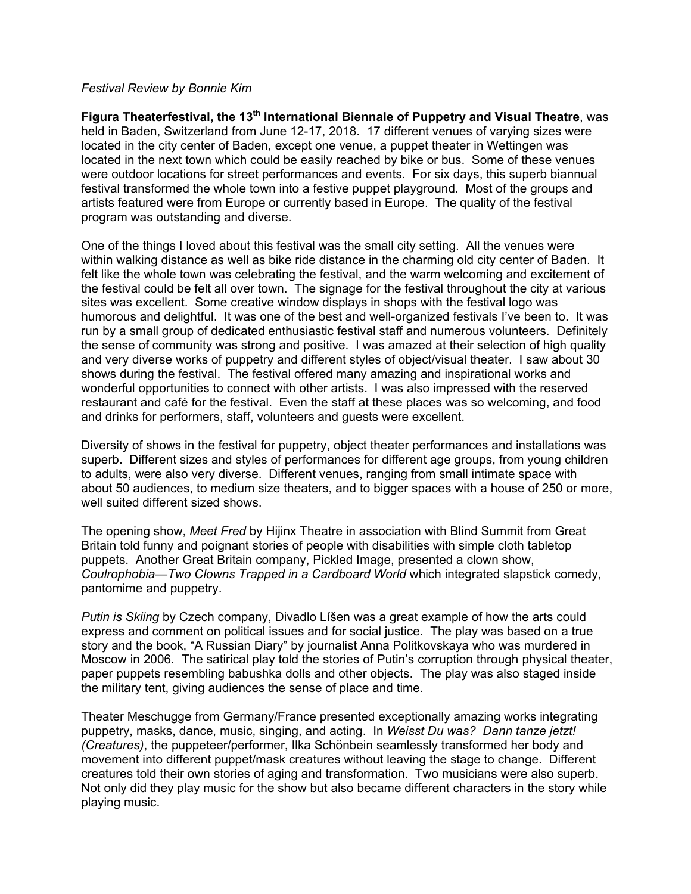*Festival Review by Bonnie Kim*

**Figura Theaterfestival, the 13th International Biennale of Puppetry and Visual Theatre**, was held in Baden, Switzerland from June 12-17, 2018. 17 different venues of varying sizes were located in the city center of Baden, except one venue, a puppet theater in Wettingen was located in the next town which could be easily reached by bike or bus. Some of these venues were outdoor locations for street performances and events. For six days, this superb biannual festival transformed the whole town into a festive puppet playground. Most of the groups and artists featured were from Europe or currently based in Europe. The quality of the festival program was outstanding and diverse.

One of the things I loved about this festival was the small city setting. All the venues were within walking distance as well as bike ride distance in the charming old city center of Baden. It felt like the whole town was celebrating the festival, and the warm welcoming and excitement of the festival could be felt all over town. The signage for the festival throughout the city at various sites was excellent. Some creative window displays in shops with the festival logo was humorous and delightful. It was one of the best and well-organized festivals I've been to. It was run by a small group of dedicated enthusiastic festival staff and numerous volunteers. Definitely the sense of community was strong and positive. I was amazed at their selection of high quality and very diverse works of puppetry and different styles of object/visual theater. I saw about 30 shows during the festival. The festival offered many amazing and inspirational works and wonderful opportunities to connect with other artists. I was also impressed with the reserved restaurant and café for the festival. Even the staff at these places was so welcoming, and food and drinks for performers, staff, volunteers and guests were excellent.

Diversity of shows in the festival for puppetry, object theater performances and installations was superb. Different sizes and styles of performances for different age groups, from young children to adults, were also very diverse. Different venues, ranging from small intimate space with about 50 audiences, to medium size theaters, and to bigger spaces with a house of 250 or more, well suited different sized shows.

The opening show, *Meet Fred* by Hijinx Theatre in association with Blind Summit from Great Britain told funny and poignant stories of people with disabilities with simple cloth tabletop puppets. Another Great Britain company, Pickled Image, presented a clown show, *Coulrophobia—Two Clowns Trapped in a Cardboard World* which integrated slapstick comedy, pantomime and puppetry.

*Putin is Skiing* by Czech company, Divadlo Líšen was a great example of how the arts could express and comment on political issues and for social justice. The play was based on a true story and the book, "A Russian Diary" by journalist Anna Politkovskaya who was murdered in Moscow in 2006. The satirical play told the stories of Putin's corruption through physical theater, paper puppets resembling babushka dolls and other objects. The play was also staged inside the military tent, giving audiences the sense of place and time.

Theater Meschugge from Germany/France presented exceptionally amazing works integrating puppetry, masks, dance, music, singing, and acting. In *Weisst Du was? Dann tanze jetzt! (Creatures)*, the puppeteer/performer, Ilka Schönbein seamlessly transformed her body and movement into different puppet/mask creatures without leaving the stage to change. Different creatures told their own stories of aging and transformation. Two musicians were also superb. Not only did they play music for the show but also became different characters in the story while playing music.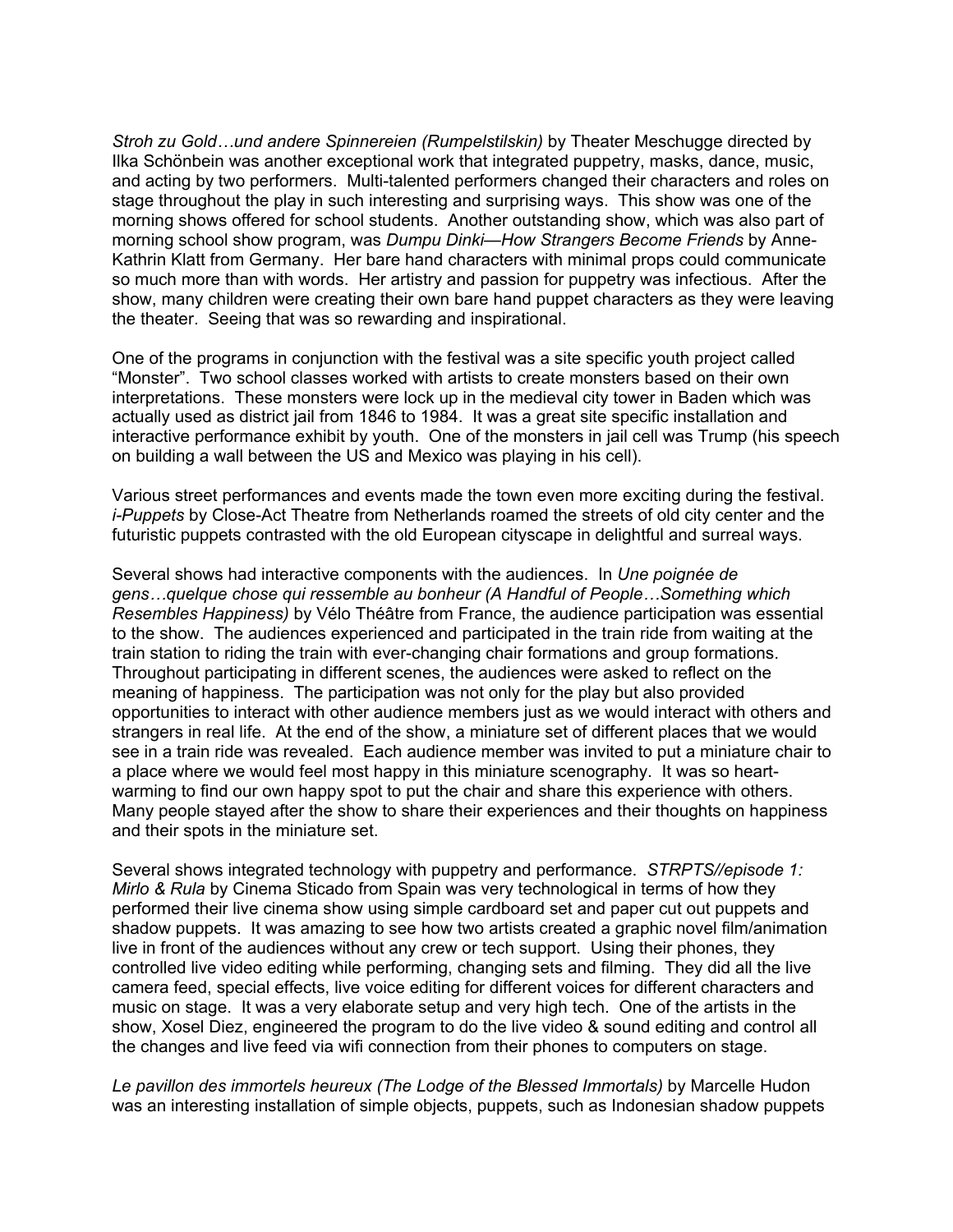*Stroh zu Gold…und andere Spinnereien (Rumpelstilskin)* by Theater Meschugge directed by Ilka Schönbein was another exceptional work that integrated puppetry, masks, dance, music, and acting by two performers. Multi-talented performers changed their characters and roles on stage throughout the play in such interesting and surprising ways. This show was one of the morning shows offered for school students. Another outstanding show, which was also part of morning school show program, was *Dumpu Dinki—How Strangers Become Friends* by Anne-Kathrin Klatt from Germany. Her bare hand characters with minimal props could communicate so much more than with words. Her artistry and passion for puppetry was infectious. After the show, many children were creating their own bare hand puppet characters as they were leaving the theater. Seeing that was so rewarding and inspirational.

One of the programs in conjunction with the festival was a site specific youth project called "Monster". Two school classes worked with artists to create monsters based on their own interpretations. These monsters were lock up in the medieval city tower in Baden which was actually used as district jail from 1846 to 1984. It was a great site specific installation and interactive performance exhibit by youth. One of the monsters in jail cell was Trump (his speech on building a wall between the US and Mexico was playing in his cell).

Various street performances and events made the town even more exciting during the festival. *i-Puppets* by Close-Act Theatre from Netherlands roamed the streets of old city center and the futuristic puppets contrasted with the old European cityscape in delightful and surreal ways.

Several shows had interactive components with the audiences. In *Une poignée de gens…quelque chose qui ressemble au bonheur (A Handful of People…Something which Resembles Happiness)* by Vélo Théâtre from France, the audience participation was essential to the show. The audiences experienced and participated in the train ride from waiting at the train station to riding the train with ever-changing chair formations and group formations. Throughout participating in different scenes, the audiences were asked to reflect on the meaning of happiness. The participation was not only for the play but also provided opportunities to interact with other audience members just as we would interact with others and strangers in real life. At the end of the show, a miniature set of different places that we would see in a train ride was revealed. Each audience member was invited to put a miniature chair to a place where we would feel most happy in this miniature scenography. It was so heart-warming to find our own happy spot to put the chair and share this experience with others. Many people stayed after the show to share their experiences and their thoughts on happiness and their spots in the miniature set.

Several shows integrated technology with puppetry and performance. *STRPTS//episode 1: Mirlo & Rula* by Cinema Sticado from Spain was very technological in terms of how they performed their live cinema show using simple cardboard set and paper cut out puppets and shadow puppets. It was amazing to see how two artists created a graphic novel film/animation live in front of the audiences without any crew or tech support. Using their phones, they controlled live video editing while performing, changing sets and filming. They did all the live camera feed, special effects, live voice editing for different voices for different characters and music on stage. It was a very elaborate setup and very high tech. One of the artists in the show, Xosel Diez, engineered the program to do the live video & sound editing and control all the changes and live feed via wifi connection from their phones to computers on stage.

*Le pavillon des immortels heureux (The Lodge of the Blessed Immortals)* by Marcelle Hudon was an interesting installation of simple objects, puppets, such as Indonesian shadow puppets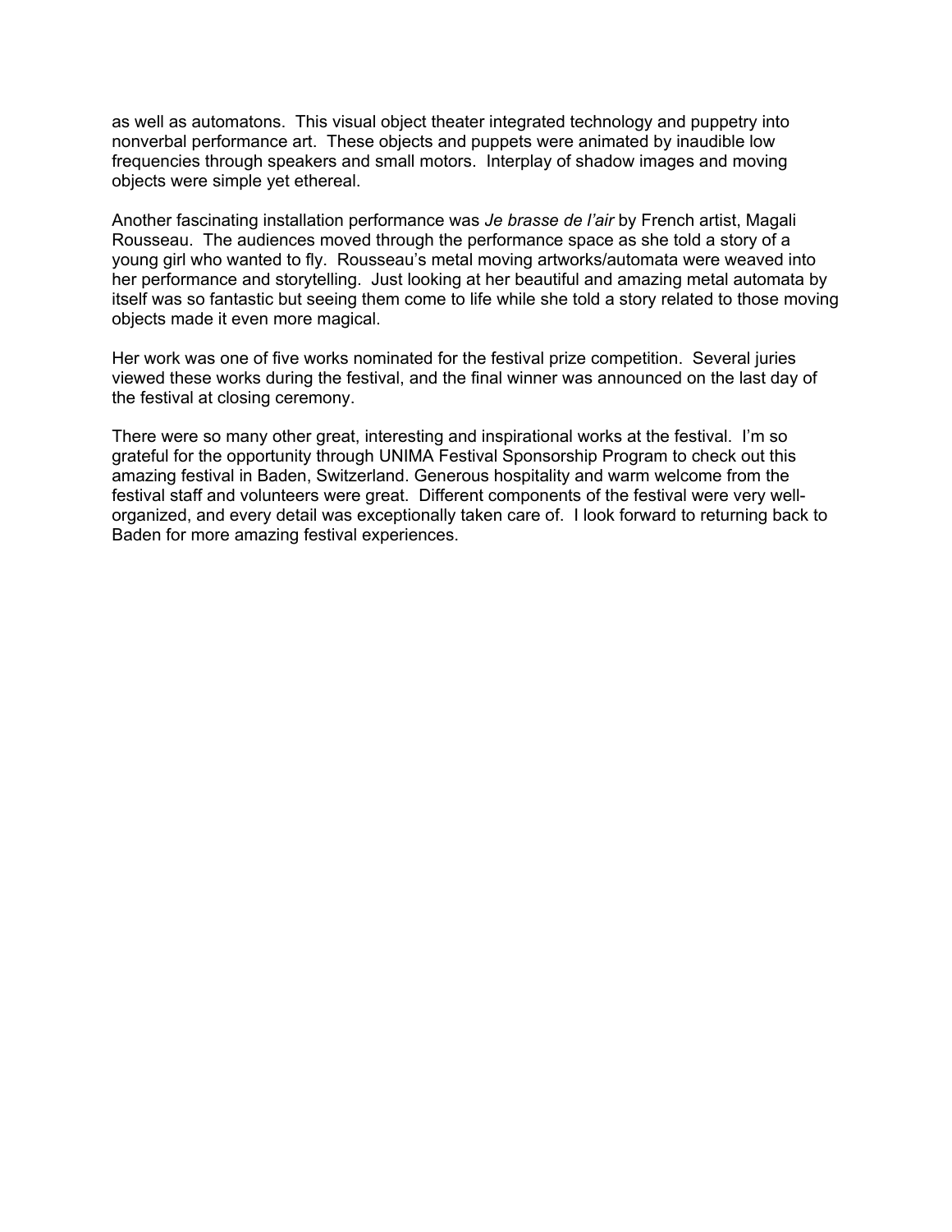as well as automatons. This visual object theater integrated technology and puppetry into nonverbal performance art. These objects and puppets were animated by inaudible low frequencies through speakers and small motors. Interplay of shadow images and moving objects were simple yet ethereal.

Another fascinating installation performance was *Je brasse de l'air* by French artist, Magali Rousseau. The audiences moved through the performance space as she told a story of a young girl who wanted to fly. Rousseau's metal moving artworks/automata were weaved into her performance and storytelling. Just looking at her beautiful and amazing metal automata by itself was so fantastic but seeing them come to life while she told a story related to those moving objects made it even more magical.

Her work was one of five works nominated for the festival prize competition. Several juries viewed these works during the festival, and the final winner was announced on the last day of the festival at closing ceremony.

There were so many other great, interesting and inspirational works at the festival. I'm so grateful for the opportunity through UNIMA Festival Sponsorship Program to check out this amazing festival in Baden, Switzerland. Generous hospitality and warm welcome from the festival staff and volunteers were great. Different components of the festival were very well-organized, and every detail was exceptionally taken care of. I look forward to returning back to Baden for more amazing festival experiences.